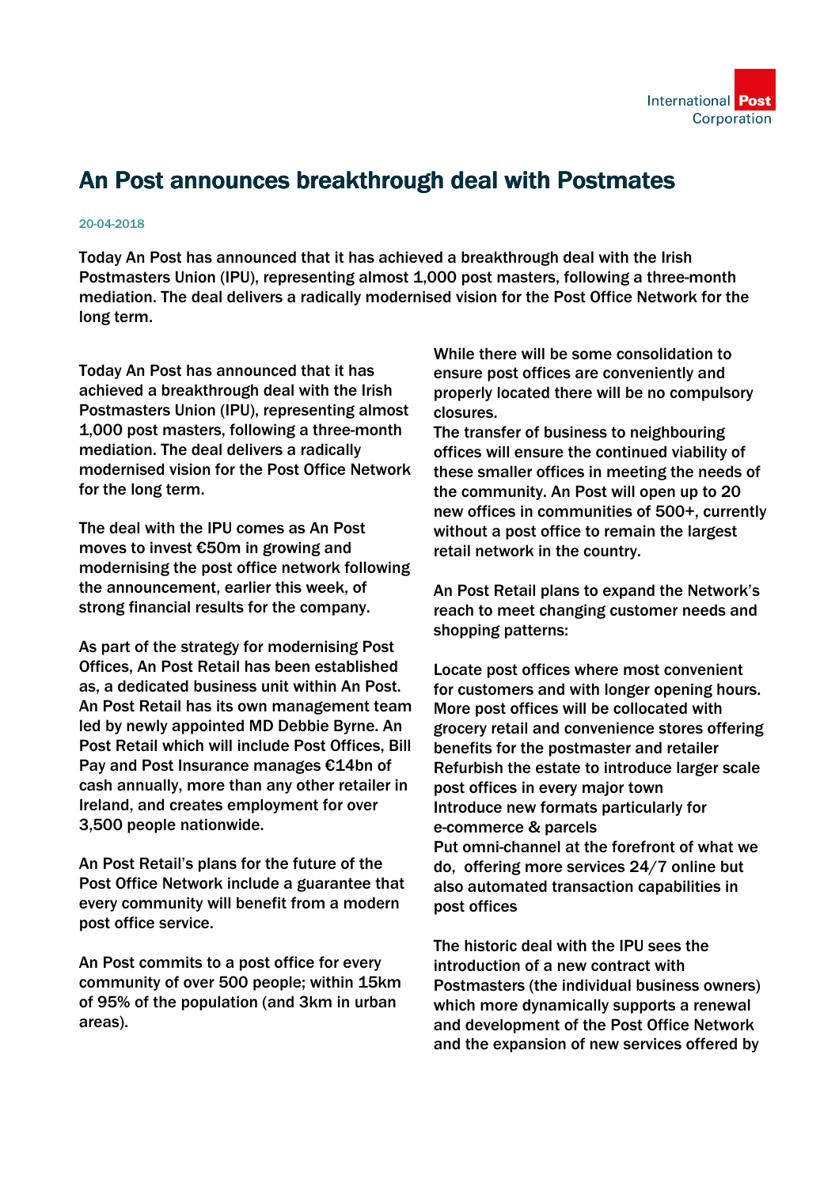# An Post announces breakthrough deal with Postmates

20-04-2018

Today An Post has announced that it has achieved a breakthrough deal with the Irish Postmasters Union (IPU), representing almost 1,000 post masters, following a three-month mediation. The deal delivers a radically modernised vision for the Post Office Network for the long term.

Today An Post has announced that it has achieved a breakthrough deal with the Irish Postmasters Union (IPU), representing almost 1,000 post masters, following a three-month mediation. The deal delivers a radically modernised vision for the Post Office Network for the long term.

The deal with the IPU comes as An Post moves to invest €50m in growing and modernising the post office network following the announcement, earlier this week, of strong financial results for the company.

As part of the strategy for modernising Post Offices, An Post Retail has been established as, a dedicated business unit within An Post. An Post Retail has its own management team led by newly appointed MD Debbie Byrne. An Post Retail which will include Post Offices, Bill Pay and Post Insurance manages €14bn of cash annually, more than any other retailer in Ireland, and creates employment for over 3,500 people nationwide.

An Post Retail's plans for the future of the Post Office Network include a guarantee that every community will benefit from a modern post office service.

An Post commits to a post office for every community of over 500 people; within 15km of 95% of the population (and 3km in urban areas).

While there will be some consolidation to ensure post offices are conveniently and properly located there will be no compulsory closures.
The transfer of business to neighbouring offices will ensure the continued viability of these smaller offices in meeting the needs of the community. An Post will open up to 20 new offices in communities of 500+, currently without a post office to remain the largest retail network in the country.

An Post Retail plans to expand the Network's reach to meet changing customer needs and shopping patterns:

Locate post offices where most convenient for customers and with longer opening hours.
More post offices will be collocated with grocery retail and convenience stores offering benefits for the postmaster and retailer
Refurbish the estate to introduce larger scale post offices in every major town
Introduce new formats particularly for e-commerce & parcels
Put omni-channel at the forefront of what we do, offering more services 24/7 online but also automated transaction capabilities in post offices

The historic deal with the IPU sees the introduction of a new contract with Postmasters (the individual business owners) which more dynamically supports a renewal and development of the Post Office Network and the expansion of new services offered by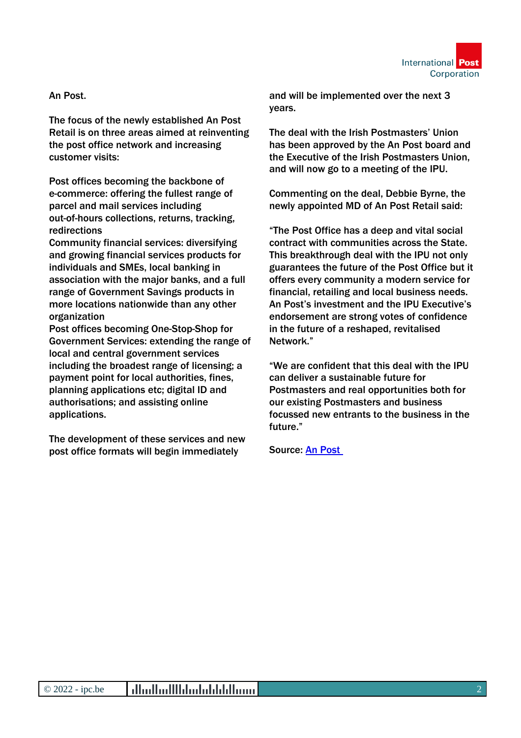An Post.

The focus of the newly established An Post Retail is on three areas aimed at reinventing the post office network and increasing customer visits:

Post offices becoming the backbone of e-commerce: offering the fullest range of parcel and mail services including out-of-hours collections, returns, tracking, redirections
Community financial services: diversifying and growing financial services products for individuals and SMEs, local banking in association with the major banks, and a full range of Government Savings products in more locations nationwide than any other organization
Post offices becoming One-Stop-Shop for Government Services: extending the range of local and central government services including the broadest range of licensing; a payment point for local authorities, fines, planning applications etc; digital ID and authorisations; and assisting online applications.

The development of these services and new post office formats will begin immediately and will be implemented over the next 3 years.

The deal with the Irish Postmasters' Union has been approved by the An Post board and the Executive of the Irish Postmasters Union, and will now go to a meeting of the IPU.

Commenting on the deal, Debbie Byrne, the newly appointed MD of An Post Retail said:

"The Post Office has a deep and vital social contract with communities across the State. This breakthrough deal with the IPU not only guarantees the future of the Post Office but it offers every community a modern service for financial, retailing and local business needs. An Post's investment and the IPU Executive's endorsement are strong votes of confidence in the future of a reshaped, revitalised Network."

"We are confident that this deal with the IPU can deliver a sustainable future for Postmasters and real opportunities both for our existing Postmasters and business focussed new entrants to the business in the future."

Source: An Post